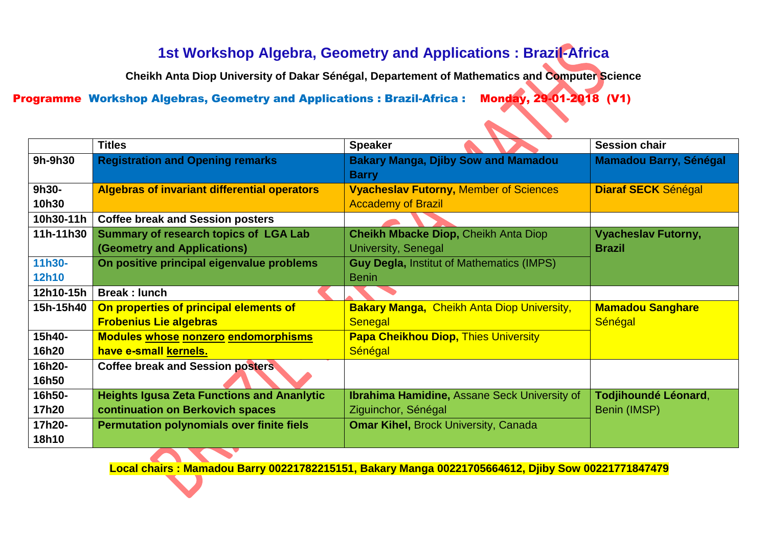# 1st Workshop Algebra, Geometry and Applications : Brazil-Africa

**Cheikh Anta Diop University of Dakar Sénégal, Departement of Mathematics and Computer Science**

**Programme Workshop Algebras, Geometry and Applications : Brazil-Africa : Monday, 29-01-2018 (V1)**

| | Titles | Speaker | Session chair |
|---|---|---|---|
| 9h-9h30 | **Registration and Opening remarks** | **Bakary Manga, Djiby Sow and Mamadou Barry** | **Mamadou Barry, Sénégal** |
| 9h30-10h30 | **Algebras of invariant differential operators** | **Vyacheslav Futorny,** Member of Sciences Accademy of Brazil | **Diaraf SECK** Sénégal |
| 10h30-11h | **Coffee break and Session posters** | | |
| 11h-11h30 | **Summary of research topics of LGA Lab (Geometry and Applications)** | **Cheikh Mbacke Diop,** Cheikh Anta Diop University, Senegal | **Vyacheslav Futorny, Brazil** |
| 11h30-12h10 | **On positive principal eigenvalue problems** | **Guy Degla,** Institut of Mathematics (IMPS) Benin | |
| 12h10-15h | **Break : lunch** | | |
| 15h-15h40 | **On properties of principal elements of Frobenius Lie algebras** | **Bakary Manga,** Cheikh Anta Diop University, Senegal | **Mamadou Sanghare** Sénégal |
| 15h40-16h20 | **Modules whose nonzero endomorphisms have e-small kernels.** | **Papa Cheikhou Diop,** Thies University Sénégal | |
| 16h20-16h50 | **Coffee break and Session posters** | | |
| 16h50-17h20 | **Heights Igusa Zeta Functions and Ananlytic continuation on Berkovich spaces** | **Ibrahima Hamidine,** Assane Seck University of Ziguinchor, Sénégal | **Todjihoundé Léonard**, Benin (IMSP) |
| 17h20-18h10 | **Permutation polynomials over finite fiels** | **Omar Kihel,** Brock University, Canada | |

**Local chairs : Mamadou Barry 00221782215151, Bakary Manga 00221705664612, Djiby Sow 00221771847479**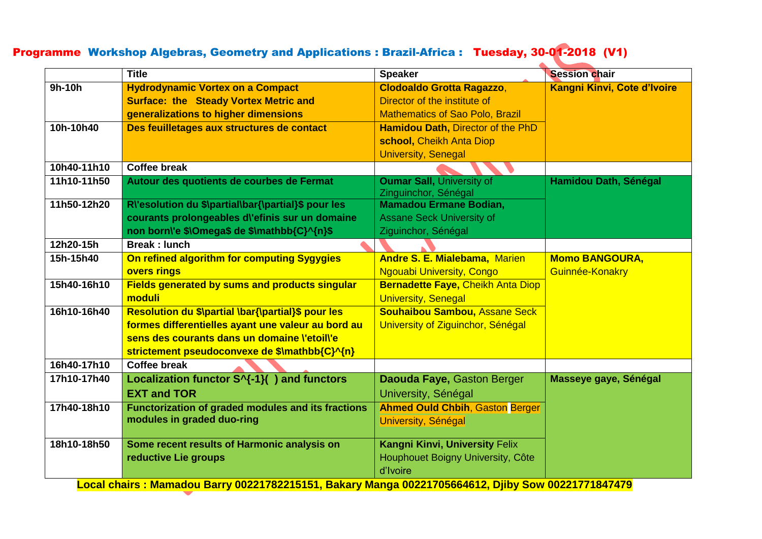**Programme Workshop Algebras, Geometry and Applications : Brazil-Africa : Tuesday, 30-01-2018 (V1)**

| | Title | Speaker | Session chair |
|---|---|---|---|
| 9h-10h | **Hydrodynamic Vortex on a Compact Surface: the Steady Vortex Metric and generalizations to higher dimensions** | **Clodoaldo Grotta Ragazzo**, Director of the institute of Mathematics of Sao Polo, Brazil | **Kangni Kinvi, Cote d'Ivoire** |
| 10h-10h40 | **Des feuilletages aux structures de contact** | **Hamidou Dath,** Director of the PhD **school,** Cheikh Anta Diop University, Senegal | |
| 10h40-11h10 | Coffee break | | |
| 11h10-11h50 | **Autour des quotients de courbes de Fermat** | **Oumar Sall,** University of Zinguinchor, Sénégal | **Hamidou Dath, Sénégal** |
| 11h50-12h20 | **Résolution du $\partial\bar{\partial}$ pour les courants prolongeables définis sur un domaine non borné de $\Omega$ de $\mathbb{C}^{n}$** | **Mamadou Ermane Bodian,** Assane Seck University of Ziguinchor, Sénégal | |
| 12h20-15h | Break : lunch | | |
| 15h-15h40 | **On refined algorithm for computing Sygygies overs rings** | **Andre S. E. Mialebama,** Marien Ngouabi University, Congo | **Momo BANGOURA,** Guinnée-Konakry |
| 15h40-16h10 | **Fields generated by sums and products singular moduli** | **Bernadette Faye,** Cheikh Anta Diop University, Senegal | |
| 16h10-16h40 | **Resolution du $\partial \bar{\partial}$ pour les formes differentielles ayant une valeur au bord au sens des courants dans un domaine étoilé strictement pseudoconvexe de $\mathbb{C}^{n}$** | **Souhaibou Sambou,** Assane Seck University of Ziguinchor, Sénégal | |
| 16h40-17h10 | Coffee break | | |
| 17h10-17h40 | **Localization functor $S^{-1}($ $)$ and functors EXT and TOR** | **Daouda Faye,** Gaston Berger University, Sénégal | **Masseye gaye, Sénégal** |
| 17h40-18h10 | **Functorization of graded modules and its fractions modules in graded duo-ring** | **Ahmed Ould Chbih**, Gaston Berger University, Sénégal | |
| 18h10-18h50 | **Some recent results of Harmonic analysis on reductive Lie groups** | **Kangni Kinvi, University** Felix Houphouet Boigny University, Côte d'Ivoire | |

**Local chairs : Mamadou Barry 00221782215151, Bakary Manga 00221705664612, Djiby Sow 00221771847479**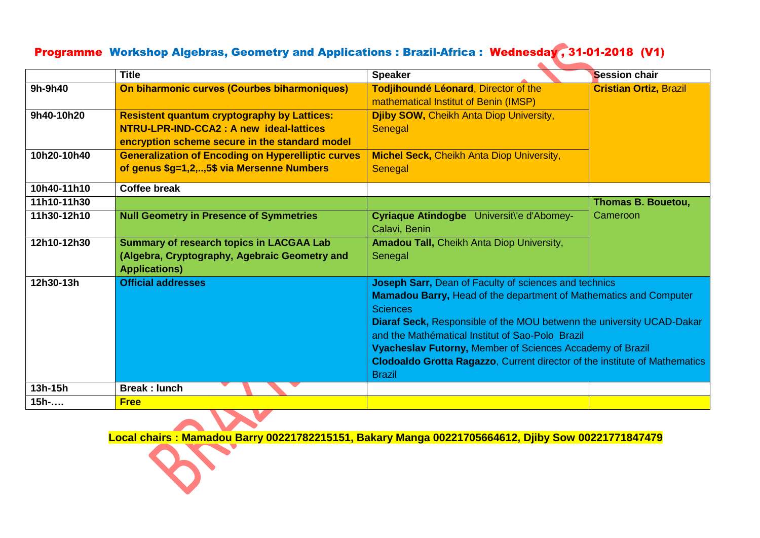# Programme Workshop Algebras, Geometry and Applications : Brazil-Africa : Wednesday , 31-01-2018 (V1)

| | Title | Speaker | Session chair |
|---|---|---|---|
| 9h-9h40 | **On biharmonic curves (Courbes biharmoniques)** | **Todjihoundé Léonard**, Director of the mathematical Institut of Benin (IMSP) | **Cristian Ortiz,** Brazil |
| 9h40-10h20 | **Resistent quantum cryptography by Lattices: NTRU-LPR-IND-CCA2 : A new ideal-lattices encryption scheme secure in the standard model** | **Djiby SOW,** Cheikh Anta Diop University, Senegal | |
| 10h20-10h40 | **Generalization of Encoding on Hyperelliptic curves of genus $g=1,2,..,5$ via Mersenne Numbers** | **Michel Seck,** Cheikh Anta Diop University, Senegal | |
| 10h40-11h10 | **Coffee break** | | |
| 11h10-11h30 | | | **Thomas B. Bouetou,** Cameroon |
| 11h30-12h10 | **Null Geometry in Presence of Symmetries** | **Cyriaque Atindogbe** Universit\'e d'Abomey-Calavi, Benin | |
| 12h10-12h30 | **Summary of research topics in LACGAA Lab (Algebra, Cryptography, Agebraic Geometry and Applications)** | **Amadou Tall,** Cheikh Anta Diop University, Senegal | |
| 12h30-13h | **Official addresses** | **Joseph Sarr,** Dean of Faculty of sciences and technics<br>**Mamadou Barry,** Head of the department of Mathematics and Computer Sciences<br>**Diaraf Seck,** Responsible of the MOU betwenn the university UCAD-Dakar and the Mathématical Institut of Sao-Polo Brazil<br>**Vyacheslav Futorny,** Member of Sciences Accademy of Brazil<br>**Clodoaldo Grotta Ragazzo**, Current director of the institute of Mathematics Brazil | |
| 13h-15h | **Break : lunch** | | |
| 15h-…. | **Free** | | |

**Local chairs : Mamadou Barry 00221782215151, Bakary Manga 00221705664612, Djiby Sow 00221771847479**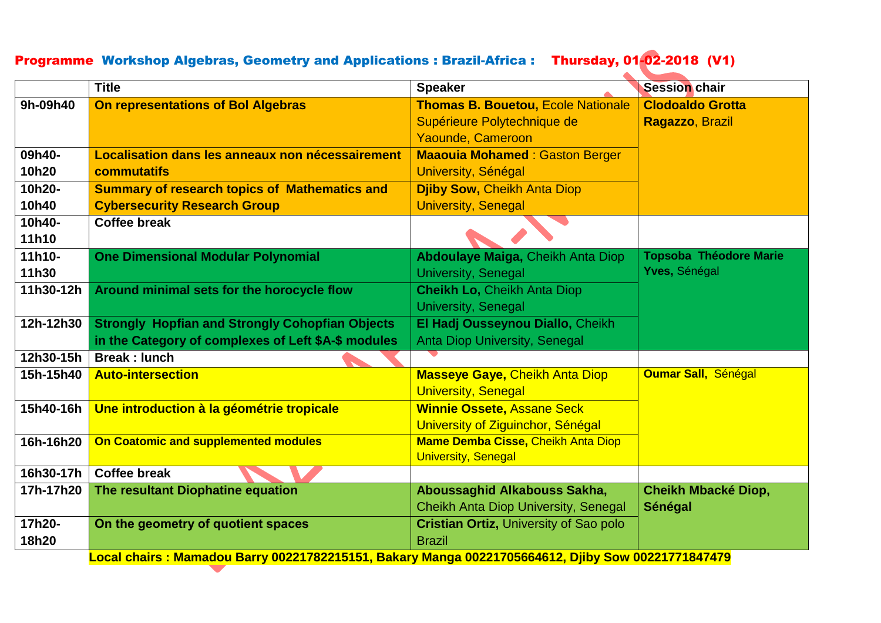**Programme Workshop Algebras, Geometry and Applications : Brazil-Africa : Thursday, 01-02-2018 (V1)**

| | Title | Speaker | Session chair |
|---|---|---|---|
| 9h-09h40 | **On representations of Bol Algebras** | **Thomas B. Bouetou,** Ecole Nationale Supérieure Polytechnique de Yaounde, Cameroon | **Clodoaldo Grotta Ragazzo**, Brazil |
| 09h40-10h20 | **Localisation dans les anneaux non nécessairement commutatifs** | **Maaouia Mohamed** : Gaston Berger University, Sénégal | |
| 10h20-10h40 | **Summary of research topics of Mathematics and Cybersecurity Research Group** | **Djiby Sow,** Cheikh Anta Diop University, Senegal | |
| 10h40-11h10 | **Coffee break** | | |
| 11h10-11h30 | **One Dimensional Modular Polynomial** | **Abdoulaye Maiga,** Cheikh Anta Diop University, Senegal | **Topsoba Théodore Marie Yves,** Sénégal |
| 11h30-12h | **Around minimal sets for the horocycle flow** | **Cheikh Lo,** Cheikh Anta Diop University, Senegal | |
| 12h-12h30 | **Strongly Hopfian and Strongly Cohopfian Objects in the Category of complexes of Left $A-$ modules** | **El Hadj Ousseynou Diallo,** Cheikh Anta Diop University, Senegal | |
| 12h30-15h | **Break : lunch** | | |
| 15h-15h40 | **Auto-intersection** | **Masseye Gaye,** Cheikh Anta Diop University, Senegal | **Oumar Sall,** Sénégal |
| 15h40-16h | **Une introduction à la géométrie tropicale** | **Winnie Ossete,** Assane Seck University of Ziguinchor, Sénégal | |
| 16h-16h20 | **On Coatomic and supplemented modules** | **Mame Demba Cisse,** Cheikh Anta Diop University, Senegal | |
| 16h30-17h | **Coffee break** | | |
| 17h-17h20 | **The resultant Diophatine equation** | **Aboussaghid Alkabouss Sakha,** Cheikh Anta Diop University, Senegal | **Cheikh Mbacké Diop, Sénégal** |
| 17h20-18h20 | **On the geometry of quotient spaces** | **Cristian Ortiz,** University of Sao polo Brazil | |

**Local chairs : Mamadou Barry 00221782215151, Bakary Manga 00221705664612, Djiby Sow 00221771847479**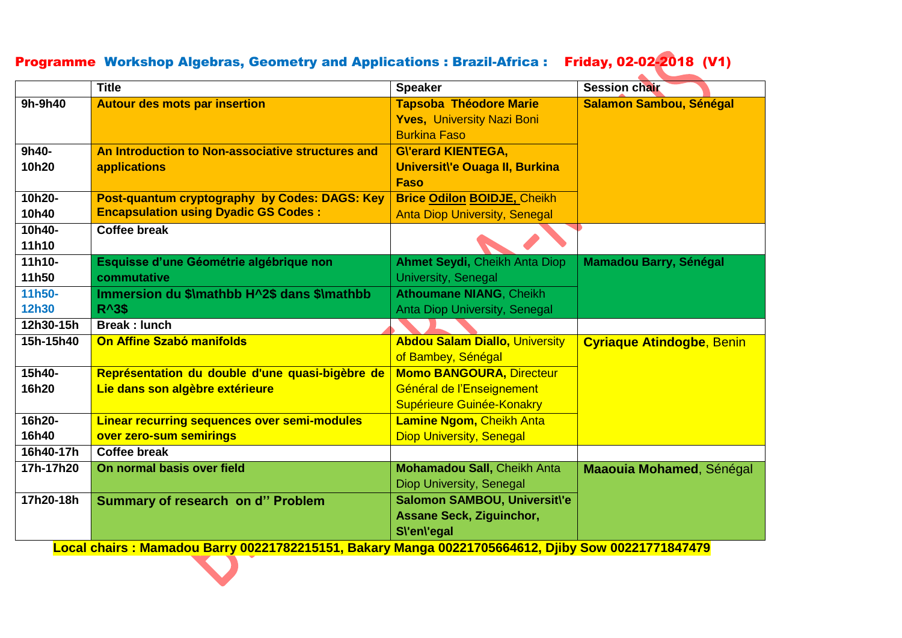**Programme Workshop Algebras, Geometry and Applications : Brazil-Africa : Friday, 02-02-2018 (V1)**

| | Title | Speaker | Session chair |
|---|---|---|---|
| 9h-9h40 | **Autour des mots par insertion** | **Tapsoba Théodore Marie Yves,** University Nazi Boni Burkina Faso | **Salamon Sambou, Sénégal** |
| 9h40-10h20 | **An Introduction to Non-associative structures and applications** | **G\'erard KIENTEGA, Universit\'e Ouaga II, Burkina Faso** | |
| 10h20-10h40 | **Post-quantum cryptography by Codes: DAGS: Key Encapsulation using Dyadic GS Codes :** | **Brice Odilon BOIDJE,** Cheikh Anta Diop University, Senegal | |
| 10h40-11h10 | **Coffee break** | | |
| 11h10-11h50 | **Esquisse d'une Géométrie algébrique non commutative** | **Ahmet Seydi,** Cheikh Anta Diop University, Senegal | **Mamadou Barry, Sénégal** |
| 11h50-12h30 | **Immersion du \$\mathbb H^2\$ dans \$\mathbb R^3\$** | **Athoumane NIANG**, Cheikh Anta Diop University, Senegal | |
| 12h30-15h | **Break : lunch** | | |
| 15h-15h40 | **On Affine Szabó manifolds** | **Abdou Salam Diallo,** University of Bambey, Sénégal | **Cyriaque Atindogbe**, Benin |
| 15h40-16h20 | **Représentation du double d'une quasi-bigèbre de Lie dans son algèbre extérieure** | **Momo BANGOURA,** Directeur Général de l'Enseignement Supérieure Guinée-Konakry | |
| 16h20-16h40 | **Linear recurring sequences over semi-modules over zero-sum semirings** | **Lamine Ngom,** Cheikh Anta Diop University, Senegal | |
| 16h40-17h | **Coffee break** | | |
| 17h-17h20 | **On normal basis over field** | **Mohamadou Sall,** Cheikh Anta Diop University, Senegal | **Maaouia Mohamed**, Sénégal |
| 17h20-18h | **Summary of research on d'' Problem** | **Salomon SAMBOU, Universit\'e Assane Seck, Ziguinchor, S\'en\'egal** | |

**Local chairs : Mamadou Barry 00221782215151, Bakary Manga 00221705664612, Djiby Sow 00221771847479**